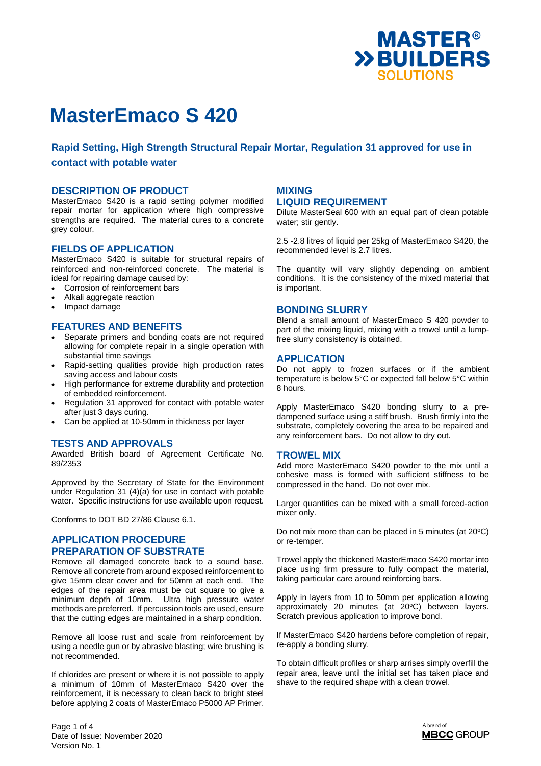# MasterEmaco S 420

## Rapid Setting, High Strength Structural Repair Mortar, Regulation 31 approved for use in contact with potable water

### DESCRIPTION OF PRODUCT

MasterEmaco S420 is a rapid setting polymer modified repair mortar for application where high compressive strengths are required. The material cures to a concrete grey colour.

### FIELDS OF APPLICATION

MasterEmaco S420 is suitable for structural repairs of reinforced and non-reinforced concrete. The material is ideal for repairing damage caused by:

- Corrosion of reinforcement bars
- Alkali aggregate reaction
- Impact damage

### FEATURES AND BENEFITS

- Separate primers and bonding coats are not required allowing for complete repair in a single operation with substantial time savings
- Rapid-setting qualities provide high production rates saving access and labour costs
- High performance for extreme durability and protection of embedded reinforcement.
- Regulation 31 approved for contact with potable water after just 3 days curing.
- Can be applied at 10-50mm in thickness per layer

### TESTS AND APPROVALS

Awarded British board of Agreement Certificate No. 89/2353

Approved by the Secretary of State for the Environment under Regulation 31 (4)(a) for use in contact with potable water. Specific instructions for use available upon request.

Conforms to DOT BD 27/86 Clause 6.1.

### APPLICATION PROCEDURE

### PREPARATION OF SUBSTRATE

Remove all damaged concrete back to a sound base. Remove all concrete from around exposed reinforcement to give 15mm clear cover and for 50mm at each end. The edges of the repair area must be cut square to give a minimum depth of 10mm. Ultra high pressure water methods are preferred. If percussion tools are used, ensure that the cutting edges are maintained in a sharp condition.

Remove all loose rust and scale from reinforcement by using a needle gun or by abrasive blasting; wire brushing is not recommended.

If chlorides are present or where it is not possible to apply a minimum of 10mm of MasterEmaco S420 over the reinforcement, it is necessary to clean back to bright steel before applying 2 coats of MasterEmaco P5000 AP Primer.

### MIXING

### LIQUID REQUIREMENT

Dilute MasterSeal 600 with an equal part of clean potable water; stir gently.

2.5 -2.8 litres of liquid per 25kg of MasterEmaco S420, the recommended level is 2.7 litres.

The quantity will vary slightly depending on ambient conditions. It is the consistency of the mixed material that is important.

### BONDING SLURRY

Blend a small amount of MasterEmaco S 420 powder to part of the mixing liquid, mixing with a trowel until a lump-free slurry consistency is obtained.

### APPLICATION

Do not apply to frozen surfaces or if the ambient temperature is below 5°C or expected fall below 5°C within 8 hours.

Apply MasterEmaco S420 bonding slurry to a pre-dampened surface using a stiff brush. Brush firmly into the substrate, completely covering the area to be repaired and any reinforcement bars. Do not allow to dry out.

### TROWEL MIX

Add more MasterEmaco S420 powder to the mix until a cohesive mass is formed with sufficient stiffness to be compressed in the hand. Do not over mix.

Larger quantities can be mixed with a small forced-action mixer only.

Do not mix more than can be placed in 5 minutes (at 20°C) or re-temper.

Trowel apply the thickened MasterEmaco S420 mortar into place using firm pressure to fully compact the material, taking particular care around reinforcing bars.

Apply in layers from 10 to 50mm per application allowing approximately 20 minutes (at 20°C) between layers. Scratch previous application to improve bond.

If MasterEmaco S420 hardens before completion of repair, re-apply a bonding slurry.

To obtain difficult profiles or sharp arrises simply overfill the repair area, leave until the initial set has taken place and shave to the required shape with a clean trowel.

Date of Issue: November 2020
Version No. 1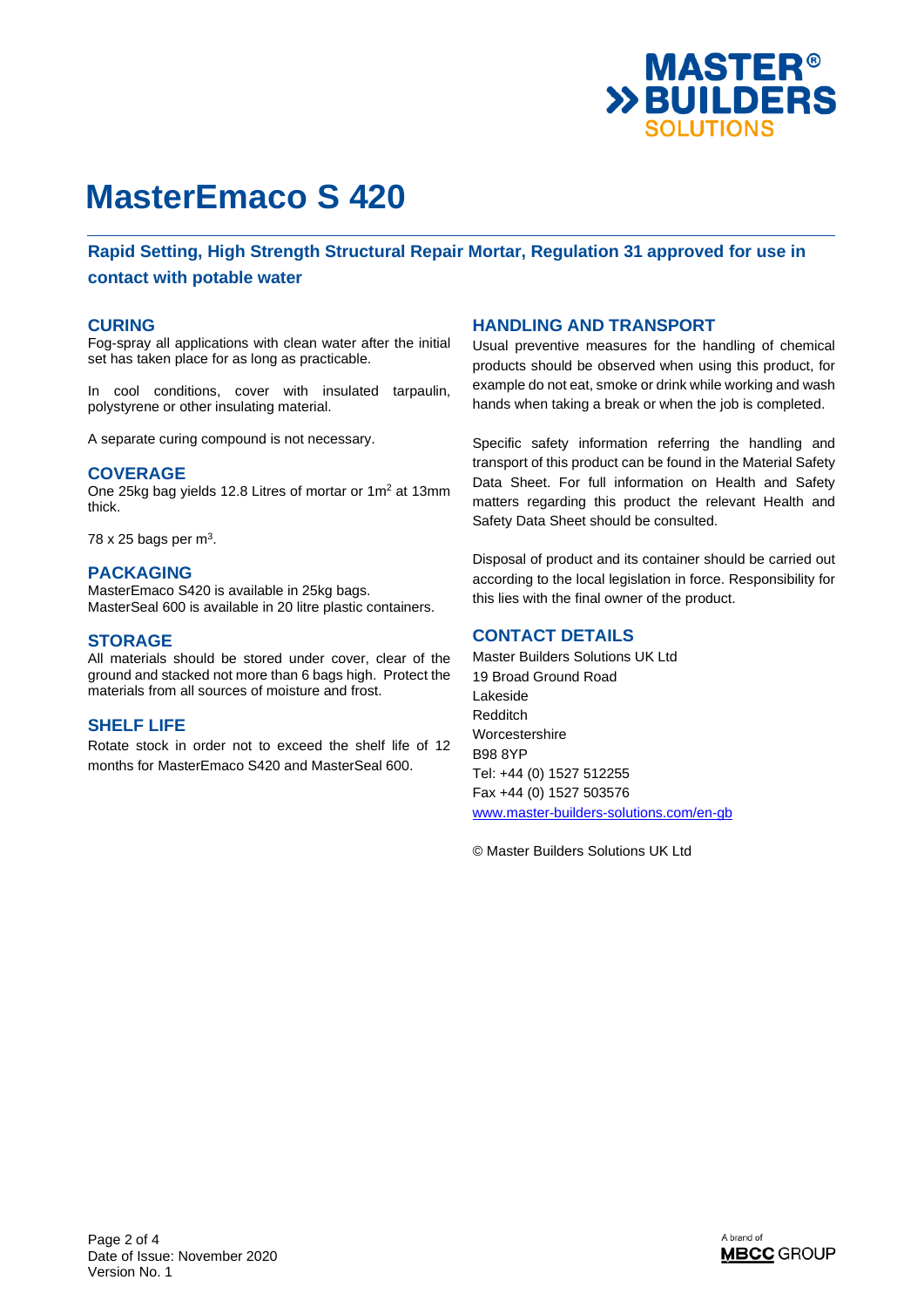# MasterEmaco S 420

## Rapid Setting, High Strength Structural Repair Mortar, Regulation 31 approved for use in contact with potable water

### CURING

Fog-spray all applications with clean water after the initial set has taken place for as long as practicable.

In cool conditions, cover with insulated tarpaulin, polystyrene or other insulating material.

A separate curing compound is not necessary.

### COVERAGE

One 25kg bag yields 12.8 Litres of mortar or $1m^2$ at 13mm thick.

78 x 25 bags per $m^3$.

### PACKAGING

MasterEmaco S420 is available in 25kg bags.
MasterSeal 600 is available in 20 litre plastic containers.

### STORAGE

All materials should be stored under cover, clear of the ground and stacked not more than 6 bags high. Protect the materials from all sources of moisture and frost.

### SHELF LIFE

Rotate stock in order not to exceed the shelf life of 12 months for MasterEmaco S420 and MasterSeal 600.

### HANDLING AND TRANSPORT

Usual preventive measures for the handling of chemical products should be observed when using this product, for example do not eat, smoke or drink while working and wash hands when taking a break or when the job is completed.

Specific safety information referring the handling and transport of this product can be found in the Material Safety Data Sheet. For full information on Health and Safety matters regarding this product the relevant Health and Safety Data Sheet should be consulted.

Disposal of product and its container should be carried out according to the local legislation in force. Responsibility for this lies with the final owner of the product.

### CONTACT DETAILS

Master Builders Solutions UK Ltd
19 Broad Ground Road
Lakeside
Redditch
Worcestershire
B98 8YP
Tel: +44 (0) 1527 512255
Fax +44 (0) 1527 503576
www.master-builders-solutions.com/en-gb

© Master Builders Solutions UK Ltd

Date of Issue: November 2020
Version No. 1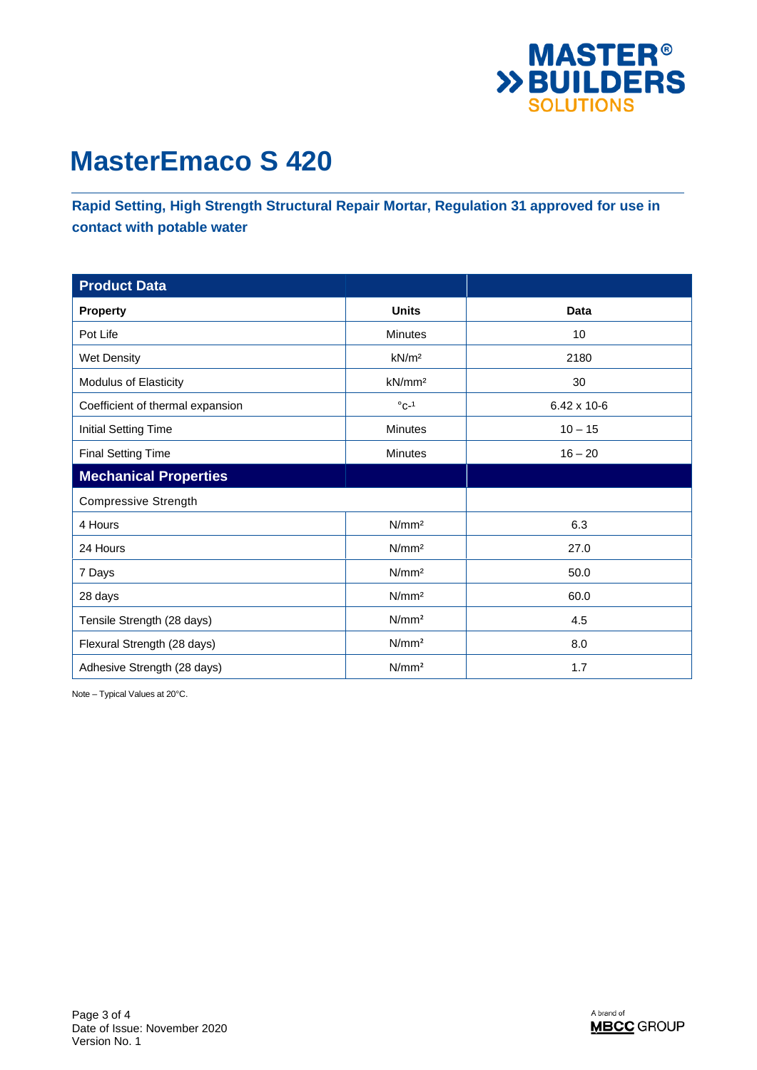# MasterEmaco S 420

**Rapid Setting, High Strength Structural Repair Mortar, Regulation 31 approved for use in contact with potable water**

| **Product Data** | | |
|---|---|---|
| **Property** | **Units** | **Data** |
| Pot Life | Minutes | 10 |
| Wet Density | kN/m² | 2180 |
| Modulus of Elasticity | kN/mm² | 30 |
| Coefficient of thermal expansion | °c-¹ | 6.42 x 10-6 |
| Initial Setting Time | Minutes | 10 – 15 |
| Final Setting Time | Minutes | 16 – 20 |
| **Mechanical Properties** | | |
| Compressive Strength | | |
| 4 Hours | N/mm² | 6.3 |
| 24 Hours | N/mm² | 27.0 |
| 7 Days | N/mm² | 50.0 |
| 28 days | N/mm² | 60.0 |
| Tensile Strength (28 days) | N/mm² | 4.5 |
| Flexural Strength (28 days) | N/mm² | 8.0 |
| Adhesive Strength (28 days) | N/mm² | 1.7 |

Note – Typical Values at 20°C.

Date of Issue: November 2020
Version No. 1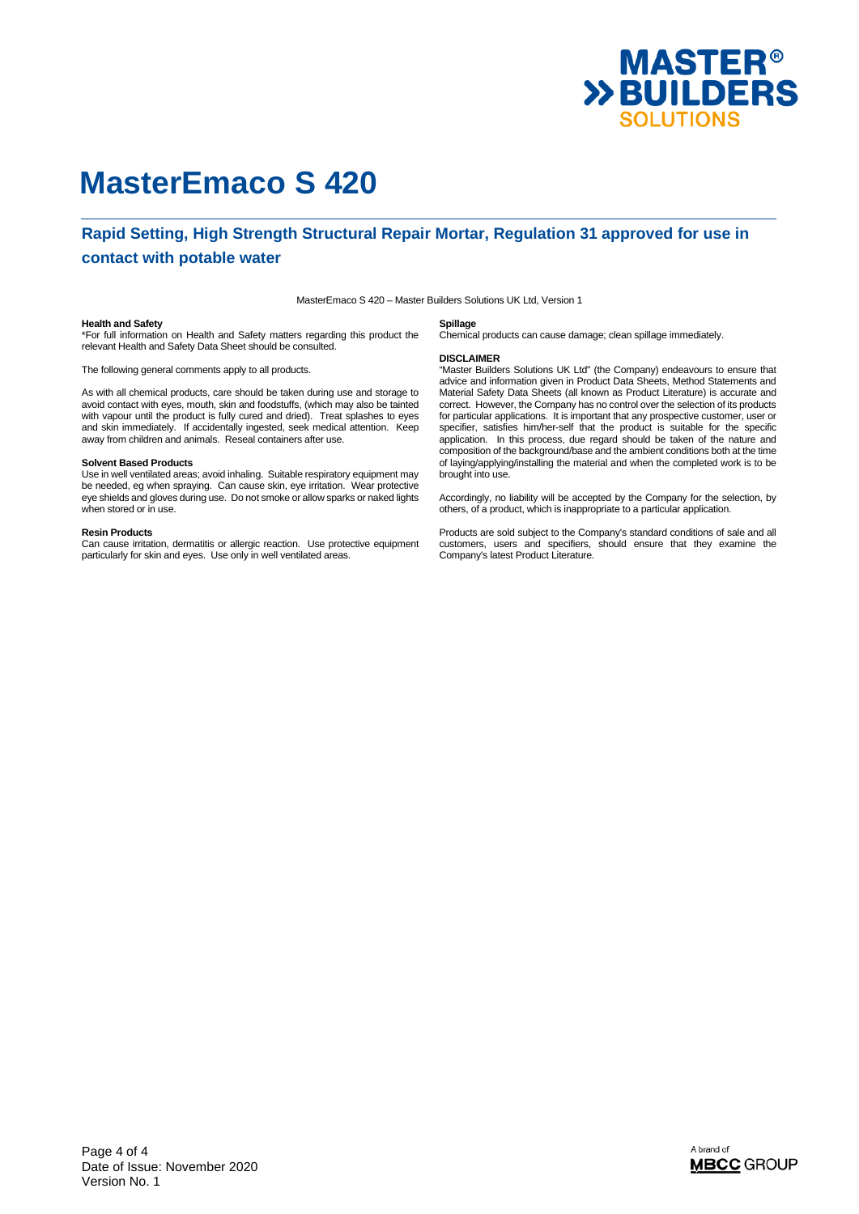# MasterEmaco S 420

## Rapid Setting, High Strength Structural Repair Mortar, Regulation 31 approved for use in contact with potable water

MasterEmaco S 420 – Master Builders Solutions UK Ltd, Version 1

**Health and Safety**
*For full information on Health and Safety matters regarding this product the relevant Health and Safety Data Sheet should be consulted.

The following general comments apply to all products.

As with all chemical products, care should be taken during use and storage to avoid contact with eyes, mouth, skin and foodstuffs, (which may also be tainted with vapour until the product is fully cured and dried). Treat splashes to eyes and skin immediately. If accidentally ingested, seek medical attention. Keep away from children and animals. Reseal containers after use.

**Solvent Based Products**
Use in well ventilated areas; avoid inhaling. Suitable respiratory equipment may be needed, eg when spraying. Can cause skin, eye irritation. Wear protective eye shields and gloves during use. Do not smoke or allow sparks or naked lights when stored or in use.

**Resin Products**
Can cause irritation, dermatitis or allergic reaction. Use protective equipment particularly for skin and eyes. Use only in well ventilated areas.

**Spillage**
Chemical products can cause damage; clean spillage immediately.

**DISCLAIMER**
"Master Builders Solutions UK Ltd" (the Company) endeavours to ensure that advice and information given in Product Data Sheets, Method Statements and Material Safety Data Sheets (all known as Product Literature) is accurate and correct. However, the Company has no control over the selection of its products for particular applications. It is important that any prospective customer, user or specifier, satisfies him/her-self that the product is suitable for the specific application. In this process, due regard should be taken of the nature and composition of the background/base and the ambient conditions both at the time of laying/applying/installing the material and when the completed work is to be brought into use.

Accordingly, no liability will be accepted by the Company for the selection, by others, of a product, which is inappropriate to a particular application.

Products are sold subject to the Company's standard conditions of sale and all customers, users and specifiers, should ensure that they examine the Company's latest Product Literature.

Date of Issue: November 2020
Version No. 1